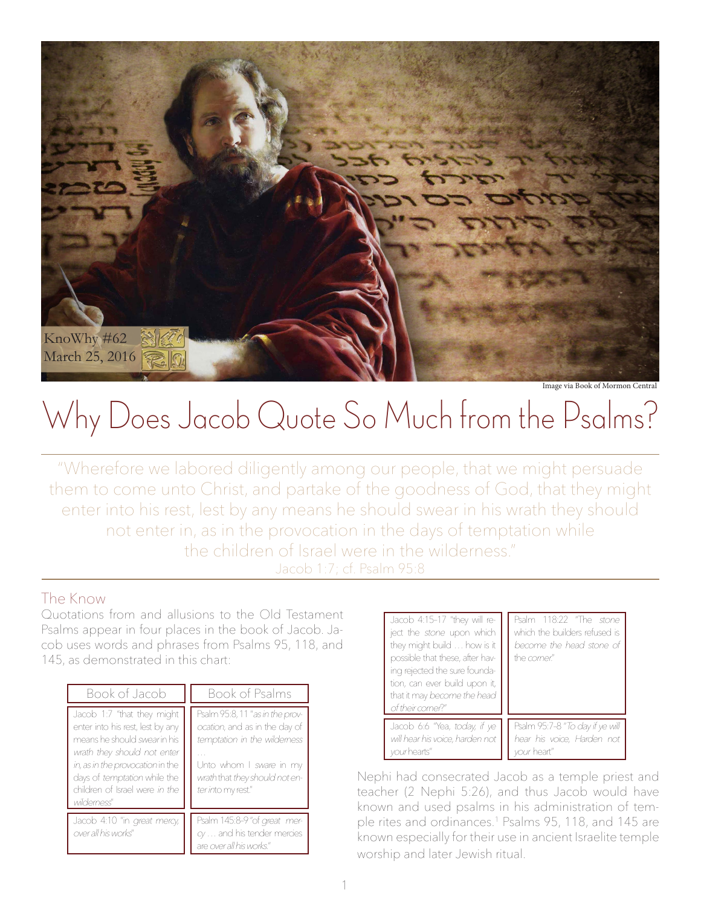KnoWhy #62
March 25, 2016

Image via Book of Mormon Central

# Why Does Jacob Quote So Much from the Psalms?

"Wherefore we labored diligently among our people, that we might persuade them to come unto Christ, and partake of the goodness of God, that they might enter into his rest, lest by any means he should swear in his wrath they should not enter in, as in the provocation in the days of temptation while the children of Israel were in the wilderness."
Jacob 1:7; cf. Psalm 95:8

## The Know

Quotations from and allusions to the Old Testament Psalms appear in four places in the book of Jacob. Jacob uses words and phrases from Psalms 95, 118, and 145, as demonstrated in this chart:

| Book of Jacob | Book of Psalms |
|---|---|
| Jacob 1:7 "that they might enter into his rest, lest by any means he should *swear* in his *wrath they should not enter in, as in the provocation* in the days of *temptation* while the children of Israel were *in the wilderness*" | Psalm 95:8, 11 "*as in the provocation*, and as in the day of *temptation in the wilderness* … Unto whom I *sware* in my *wrath* that *they should not enter into* my rest." |
| Jacob 4:10 "in *great mercy, over all his works*" | Psalm 145:8–9 "of *great mercy* … and his tender mercies are *over all his works*." |
| Jacob 4:15–17 "they will reject the *stone* upon which they might build … how is it possible that these, after having rejected the sure foundation, can ever build upon it, that it may *become the head of their corner*?" | Psalm 118:22 "The *stone* which the builders refused is *become the head stone of the corner*." |
| Jacob 6:6 "Yea, *today, if ye will hear his voice, harden not your* hearts" | Psalm 95:7–8 "*To day if ye will hear his voice, Harden not your* heart" |

Nephi had consecrated Jacob as a temple priest and teacher (2 Nephi 5:26), and thus Jacob would have known and used psalms in his administration of temple rites and ordinances.[1] Psalms 95, 118, and 145 are known especially for their use in ancient Israelite temple worship and later Jewish ritual.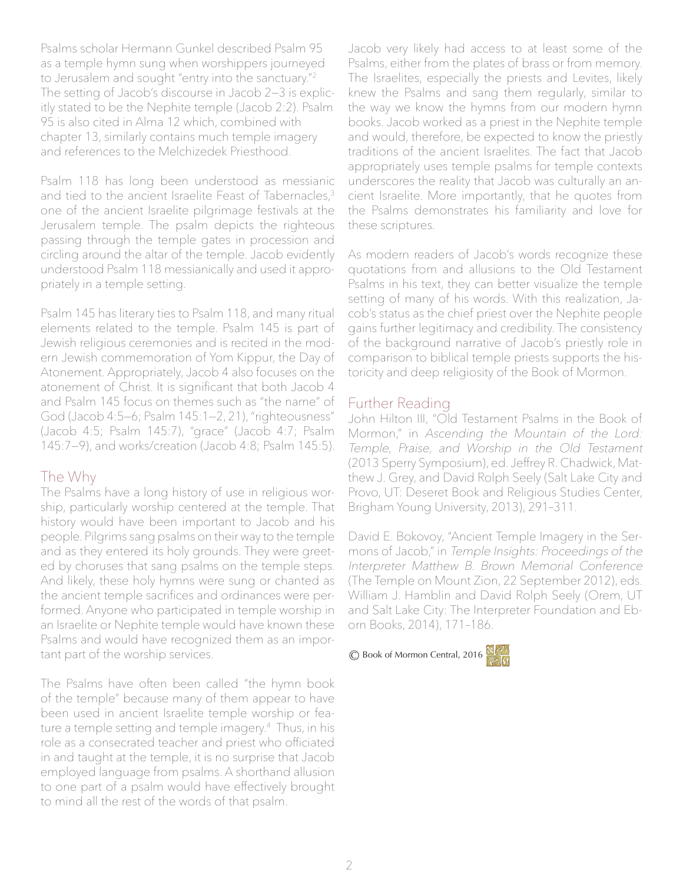Psalms scholar Hermann Gunkel described Psalm 95 as a temple hymn sung when worshippers journeyed to Jerusalem and sought "entry into the sanctuary."[2] The setting of Jacob's discourse in Jacob 2–3 is explicitly stated to be the Nephite temple (Jacob 2:2). Psalm 95 is also cited in Alma 12 which, combined with chapter 13, similarly contains much temple imagery and references to the Melchizedek Priesthood.

Psalm 118 has long been understood as messianic and tied to the ancient Israelite Feast of Tabernacles,[3] one of the ancient Israelite pilgrimage festivals at the Jerusalem temple. The psalm depicts the righteous passing through the temple gates in procession and circling around the altar of the temple. Jacob evidently understood Psalm 118 messianically and used it appropriately in a temple setting.

Psalm 145 has literary ties to Psalm 118, and many ritual elements related to the temple. Psalm 145 is part of Jewish religious ceremonies and is recited in the modern Jewish commemoration of Yom Kippur, the Day of Atonement. Appropriately, Jacob 4 also focuses on the atonement of Christ. It is significant that both Jacob 4 and Psalm 145 focus on themes such as "the name" of God (Jacob 4:5–6; Psalm 145:1–2, 21), "righteousness" (Jacob 4:5; Psalm 145:7), "grace" (Jacob 4:7; Psalm 145:7–9), and works/creation (Jacob 4:8; Psalm 145:5).

## The Why

The Psalms have a long history of use in religious worship, particularly worship centered at the temple. That history would have been important to Jacob and his people. Pilgrims sang psalms on their way to the temple and as they entered its holy grounds. They were greeted by choruses that sang psalms on the temple steps. And likely, these holy hymns were sung or chanted as the ancient temple sacrifices and ordinances were performed. Anyone who participated in temple worship in an Israelite or Nephite temple would have known these Psalms and would have recognized them as an important part of the worship services.

The Psalms have often been called "the hymn book of the temple" because many of them appear to have been used in ancient Israelite temple worship or feature a temple setting and temple imagery.[4] Thus, in his role as a consecrated teacher and priest who officiated in and taught at the temple, it is no surprise that Jacob employed language from psalms. A shorthand allusion to one part of a psalm would have effectively brought to mind all the rest of the words of that psalm.

Jacob very likely had access to at least some of the Psalms, either from the plates of brass or from memory. The Israelites, especially the priests and Levites, likely knew the Psalms and sang them regularly, similar to the way we know the hymns from our modern hymn books. Jacob worked as a priest in the Nephite temple and would, therefore, be expected to know the priestly traditions of the ancient Israelites. The fact that Jacob appropriately uses temple psalms for temple contexts underscores the reality that Jacob was culturally an ancient Israelite. More importantly, that he quotes from the Psalms demonstrates his familiarity and love for these scriptures.

As modern readers of Jacob's words recognize these quotations from and allusions to the Old Testament Psalms in his text, they can better visualize the temple setting of many of his words. With this realization, Jacob's status as the chief priest over the Nephite people gains further legitimacy and credibility. The consistency of the background narrative of Jacob's priestly role in comparison to biblical temple priests supports the historicity and deep religiosity of the Book of Mormon.

## Further Reading

John Hilton III, "Old Testament Psalms in the Book of Mormon," in *Ascending the Mountain of the Lord: Temple, Praise, and Worship in the Old Testament* (2013 Sperry Symposium), ed. Jeffrey R. Chadwick, Mathew J. Grey, and David Rolph Seely (Salt Lake City and Provo, UT: Deseret Book and Religious Studies Center, Brigham Young University, 2013), 291–311.

David E. Bokovoy, "Ancient Temple Imagery in the Sermons of Jacob," in *Temple Insights: Proceedings of the Interpreter Matthew B. Brown Memorial Conference* (The Temple on Mount Zion, 22 September 2012), eds. William J. Hamblin and David Rolph Seely (Orem, UT and Salt Lake City: The Interpreter Foundation and Eborn Books, 2014), 171–186.

© Book of Mormon Central, 2016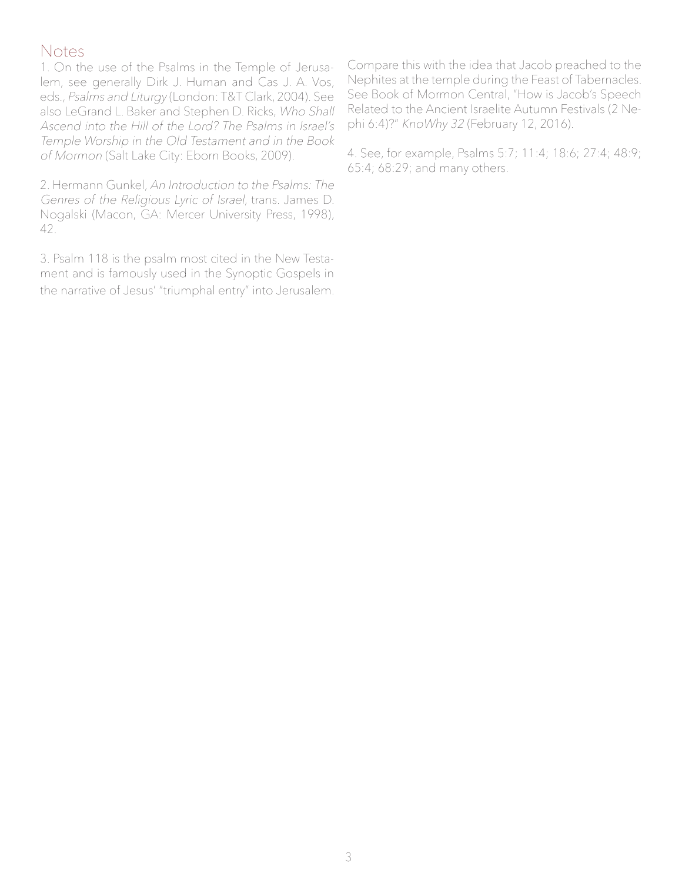## Notes

1. On the use of the Psalms in the Temple of Jerusalem, see generally Dirk J. Human and Cas J. A. Vos, eds., *Psalms and Liturgy* (London: T&T Clark, 2004). See also LeGrand L. Baker and Stephen D. Ricks, *Who Shall Ascend into the Hill of the Lord? The Psalms in Israel's Temple Worship in the Old Testament and in the Book of Mormon* (Salt Lake City: Eborn Books, 2009).

2. Hermann Gunkel, *An Introduction to the Psalms: The Genres of the Religious Lyric of Israel*, trans. James D. Nogalski (Macon, GA: Mercer University Press, 1998), 42.

3. Psalm 118 is the psalm most cited in the New Testament and is famously used in the Synoptic Gospels in the narrative of Jesus' "triumphal entry" into Jerusalem. Compare this with the idea that Jacob preached to the Nephites at the temple during the Feast of Tabernacles. See Book of Mormon Central, "How is Jacob's Speech Related to the Ancient Israelite Autumn Festivals (2 Nephi 6:4)?" *KnoWhy 32* (February 12, 2016).

4. See, for example, Psalms 5:7; 11:4; 18:6; 27:4; 48:9; 65:4; 68:29; and many others.